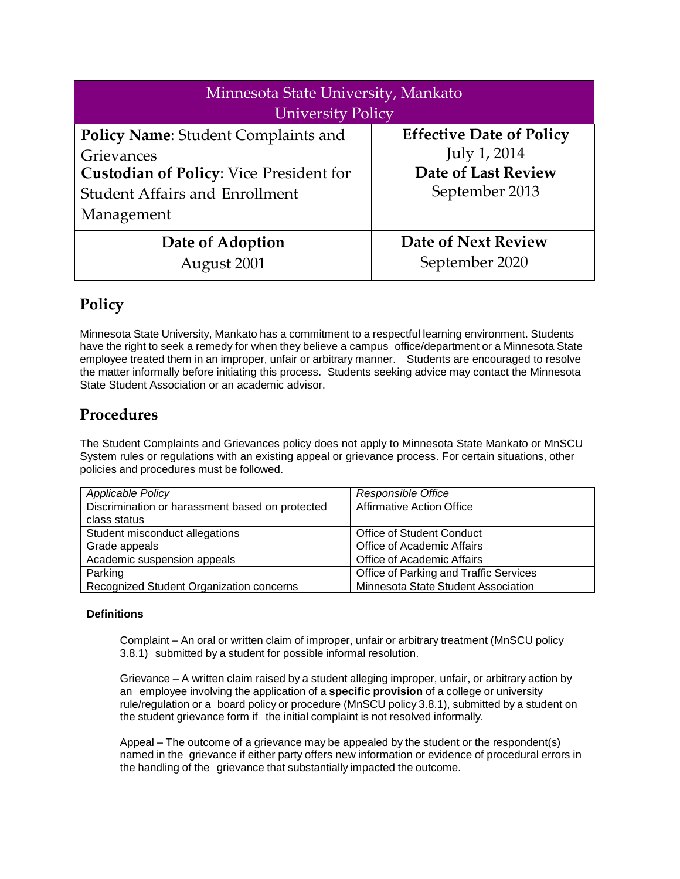| Minnesota State University, Mankato University Policy | |
| --- | --- |
| **Policy Name**: Student Complaints and Grievances | **Effective Date of Policy** July 1, 2014 |
| **Custodian of Policy**: Vice President for Student Affairs and Enrollment Management | **Date of Last Review** September 2013 |
| **Date of Adoption** August 2001 | **Date of Next Review** September 2020 |

## Policy

Minnesota State University, Mankato has a commitment to a respectful learning environment. Students have the right to seek a remedy for when they believe a campus office/department or a Minnesota State employee treated them in an improper, unfair or arbitrary manner. Students are encouraged to resolve the matter informally before initiating this process. Students seeking advice may contact the Minnesota State Student Association or an academic advisor.

## Procedures

The Student Complaints and Grievances policy does not apply to Minnesota State Mankato or MnSCU System rules or regulations with an existing appeal or grievance process. For certain situations, other policies and procedures must be followed.

| *Applicable Policy* | *Responsible Office* |
| --- | --- |
| Discrimination or harassment based on protected class status | Affirmative Action Office |
| Student misconduct allegations | Office of Student Conduct |
| Grade appeals | Office of Academic Affairs |
| Academic suspension appeals | Office of Academic Affairs |
| Parking | Office of Parking and Traffic Services |
| Recognized Student Organization concerns | Minnesota State Student Association |

**Definitions**

Complaint – An oral or written claim of improper, unfair or arbitrary treatment (MnSCU policy 3.8.1) submitted by a student for possible informal resolution.

Grievance – A written claim raised by a student alleging improper, unfair, or arbitrary action by an employee involving the application of a **specific provision** of a college or university rule/regulation or a board policy or procedure (MnSCU policy 3.8.1), submitted by a student on the student grievance form if the initial complaint is not resolved informally.

Appeal – The outcome of a grievance may be appealed by the student or the respondent(s) named in the grievance if either party offers new information or evidence of procedural errors in the handling of the grievance that substantially impacted the outcome.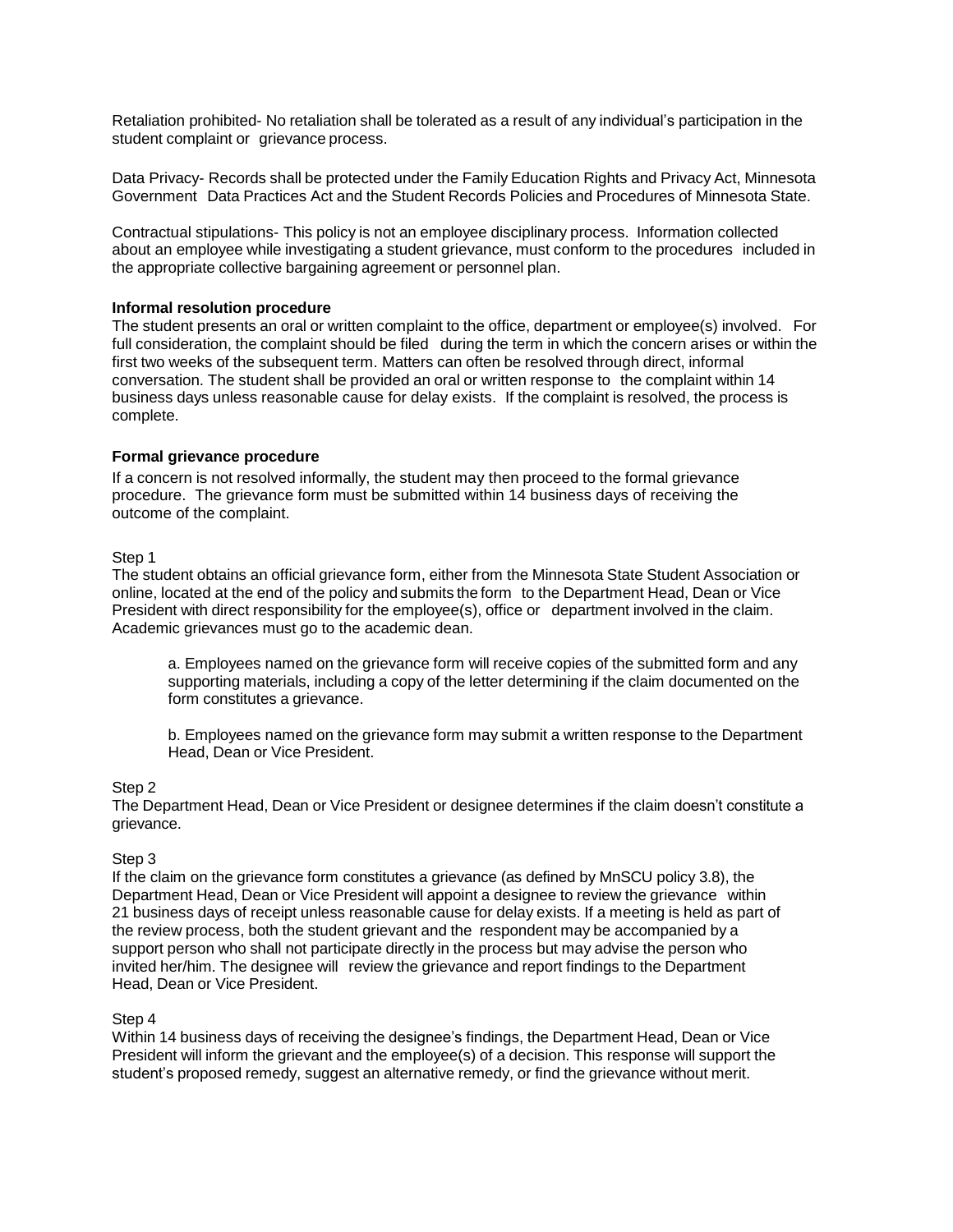Retaliation prohibited- No retaliation shall be tolerated as a result of any individual's participation in the student complaint or grievance process.

Data Privacy- Records shall be protected under the Family Education Rights and Privacy Act, Minnesota Government Data Practices Act and the Student Records Policies and Procedures of Minnesota State.

Contractual stipulations- This policy is not an employee disciplinary process. Information collected about an employee while investigating a student grievance, must conform to the procedures included in the appropriate collective bargaining agreement or personnel plan.

**Informal resolution procedure**

The student presents an oral or written complaint to the office, department or employee(s) involved. For full consideration, the complaint should be filed during the term in which the concern arises or within the first two weeks of the subsequent term. Matters can often be resolved through direct, informal conversation. The student shall be provided an oral or written response to the complaint within 14 business days unless reasonable cause for delay exists. If the complaint is resolved, the process is complete.

**Formal grievance procedure**

If a concern is not resolved informally, the student may then proceed to the formal grievance procedure. The grievance form must be submitted within 14 business days of receiving the outcome of the complaint.

Step 1

The student obtains an official grievance form, either from the Minnesota State Student Association or online, located at the end of the policy and submits the form to the Department Head, Dean or Vice President with direct responsibility for the employee(s), office or department involved in the claim. Academic grievances must go to the academic dean.

a. Employees named on the grievance form will receive copies of the submitted form and any supporting materials, including a copy of the letter determining if the claim documented on the form constitutes a grievance.

b. Employees named on the grievance form may submit a written response to the Department Head, Dean or Vice President.

Step 2

The Department Head, Dean or Vice President or designee determines if the claim doesn't constitute a grievance.

Step 3

If the claim on the grievance form constitutes a grievance (as defined by MnSCU policy 3.8), the Department Head, Dean or Vice President will appoint a designee to review the grievance within 21 business days of receipt unless reasonable cause for delay exists. If a meeting is held as part of the review process, both the student grievant and the respondent may be accompanied by a support person who shall not participate directly in the process but may advise the person who invited her/him. The designee will review the grievance and report findings to the Department Head, Dean or Vice President.

Step 4

Within 14 business days of receiving the designee's findings, the Department Head, Dean or Vice President will inform the grievant and the employee(s) of a decision. This response will support the student's proposed remedy, suggest an alternative remedy, or find the grievance without merit.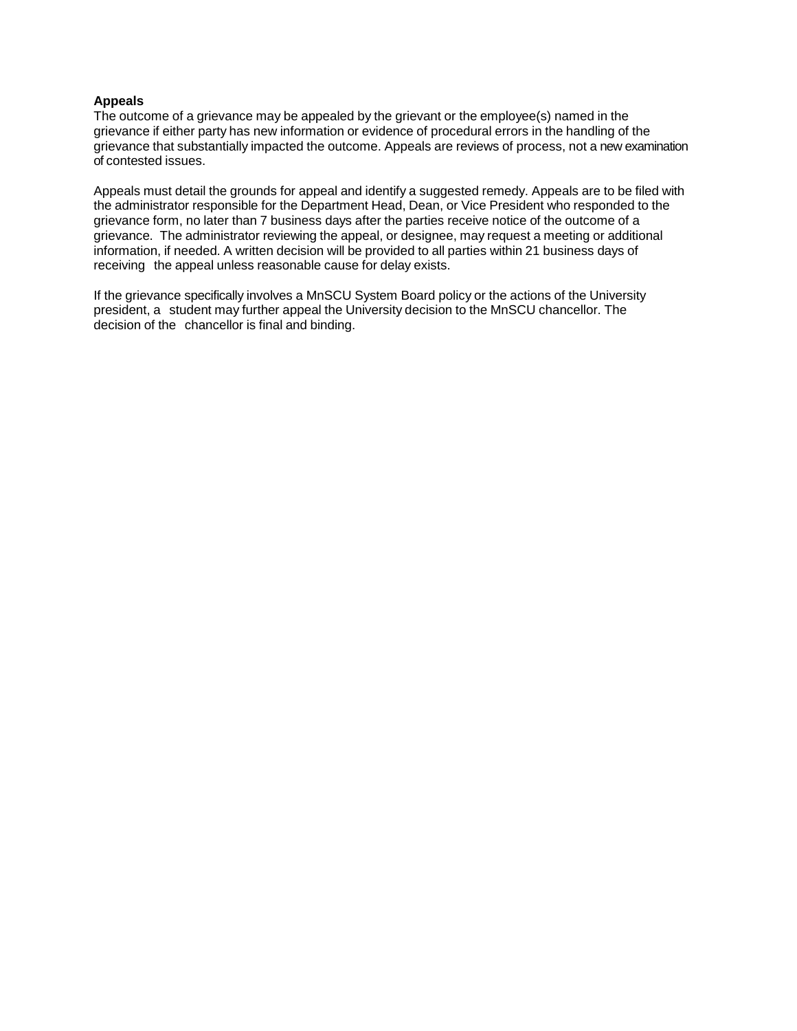**Appeals**

The outcome of a grievance may be appealed by the grievant or the employee(s) named in the grievance if either party has new information or evidence of procedural errors in the handling of the grievance that substantially impacted the outcome. Appeals are reviews of process, not a new examination of contested issues.

Appeals must detail the grounds for appeal and identify a suggested remedy. Appeals are to be filed with the administrator responsible for the Department Head, Dean, or Vice President who responded to the grievance form, no later than 7 business days after the parties receive notice of the outcome of a grievance. The administrator reviewing the appeal, or designee, may request a meeting or additional information, if needed. A written decision will be provided to all parties within 21 business days of receiving the appeal unless reasonable cause for delay exists.

If the grievance specifically involves a MnSCU System Board policy or the actions of the University president, a student may further appeal the University decision to the MnSCU chancellor. The decision of the chancellor is final and binding.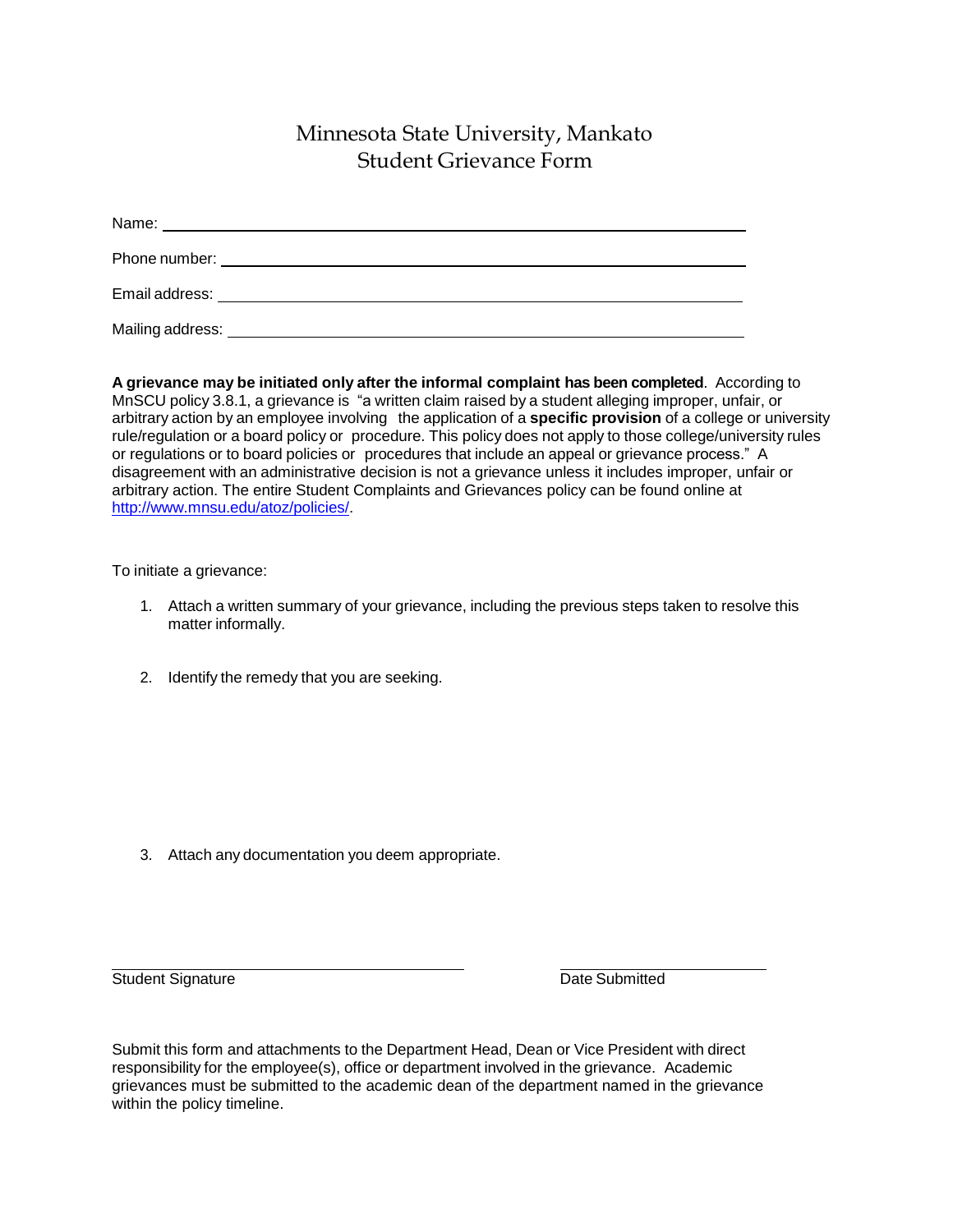# Minnesota State University, Mankato
## Student Grievance Form

Name: ____________________________________________

Phone number: ____________________________________________

Email address: ____________________________________________

Mailing address: ____________________________________________

**A grievance may be initiated only after the informal complaint has been completed**. According to MnSCU policy 3.8.1, a grievance is "a written claim raised by a student alleging improper, unfair, or arbitrary action by an employee involving the application of a **specific provision** of a college or university rule/regulation or a board policy or procedure. This policy does not apply to those college/university rules or regulations or to board policies or procedures that include an appeal or grievance process." A disagreement with an administrative decision is not a grievance unless it includes improper, unfair or arbitrary action. The entire Student Complaints and Grievances policy can be found online at http://www.mnsu.edu/atoz/policies/.

To initiate a grievance:

1. Attach a written summary of your grievance, including the previous steps taken to resolve this matter informally.

2. Identify the remedy that you are seeking.

3. Attach any documentation you deem appropriate.

______________________________ ______________________

Student Signature Date Submitted

Submit this form and attachments to the Department Head, Dean or Vice President with direct responsibility for the employee(s), office or department involved in the grievance. Academic grievances must be submitted to the academic dean of the department named in the grievance within the policy timeline.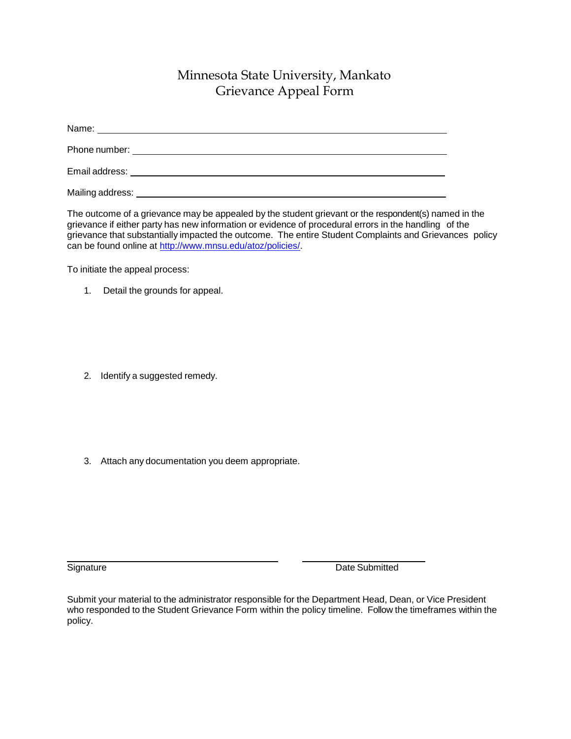# Minnesota State University, Mankato
## Grievance Appeal Form

Name: ______________________________________________

Phone number: ______________________________________________

Email address: ______________________________________________

Mailing address: ______________________________________________

The outcome of a grievance may be appealed by the student grievant or the respondent(s) named in the grievance if either party has new information or evidence of procedural errors in the handling of the grievance that substantially impacted the outcome. The entire Student Complaints and Grievances policy can be found online at [http://www.mnsu.edu/atoz/policies/](http://www.mnsu.edu/atoz/policies/).

To initiate the appeal process:

1. Detail the grounds for appeal.

2. Identify a suggested remedy.

3. Attach any documentation you deem appropriate.

______________________________ ______________________________

Signature Date Submitted

Submit your material to the administrator responsible for the Department Head, Dean, or Vice President who responded to the Student Grievance Form within the policy timeline. Follow the timeframes within the policy.